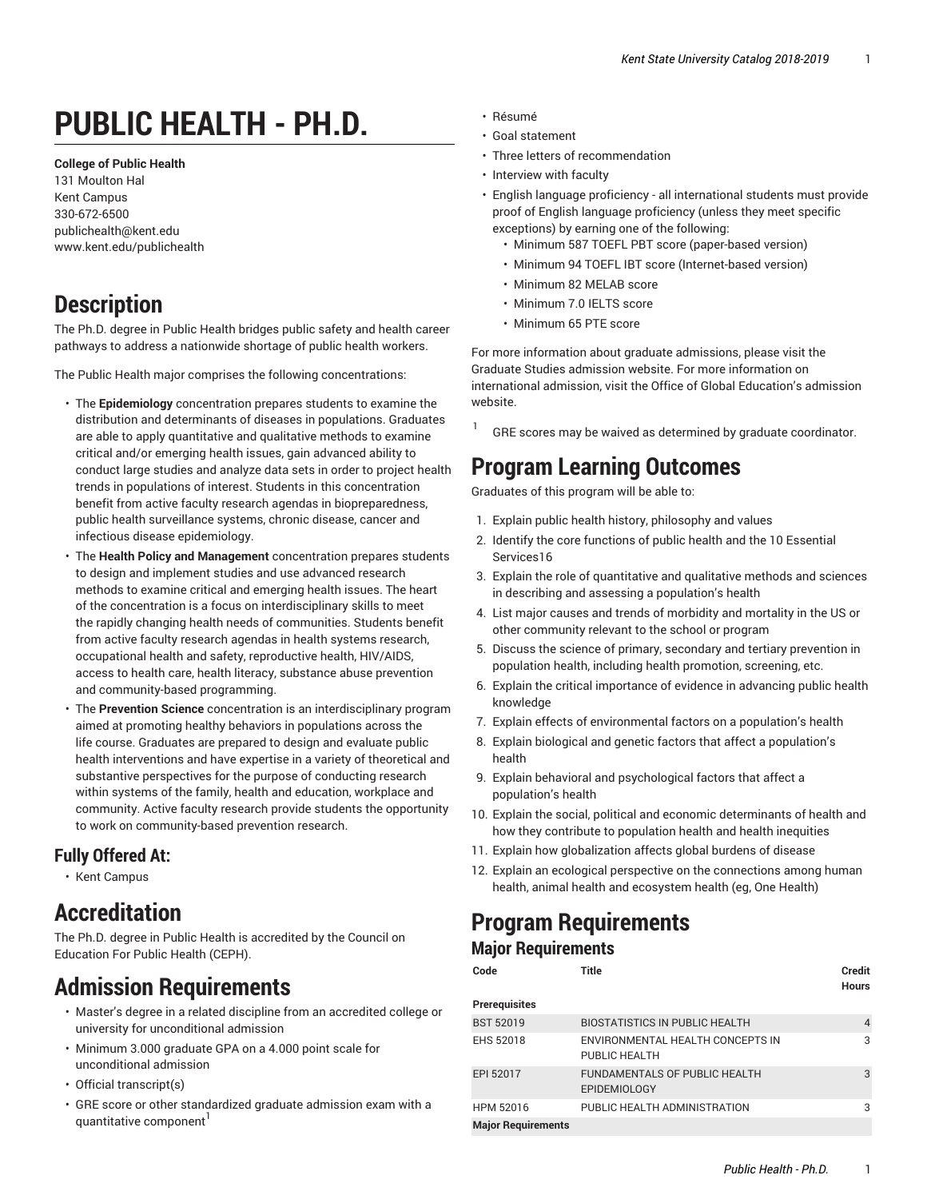# PUBLIC HEALTH - PH.D.

**College of Public Health**
131 Moulton Hal
Kent Campus
330-672-6500
publichealth@kent.edu
www.kent.edu/publichealth

## Description

The Ph.D. degree in Public Health bridges public safety and health career pathways to address a nationwide shortage of public health workers.

The Public Health major comprises the following concentrations:

- The **Epidemiology** concentration prepares students to examine the distribution and determinants of diseases in populations. Graduates are able to apply quantitative and qualitative methods to examine critical and/or emerging health issues, gain advanced ability to conduct large studies and analyze data sets in order to project health trends in populations of interest. Students in this concentration benefit from active faculty research agendas in biopreparedness, public health surveillance systems, chronic disease, cancer and infectious disease epidemiology.
- The **Health Policy and Management** concentration prepares students to design and implement studies and use advanced research methods to examine critical and emerging health issues. The heart of the concentration is a focus on interdisciplinary skills to meet the rapidly changing health needs of communities. Students benefit from active faculty research agendas in health systems research, occupational health and safety, reproductive health, HIV/AIDS, access to health care, health literacy, substance abuse prevention and community-based programming.
- The **Prevention Science** concentration is an interdisciplinary program aimed at promoting healthy behaviors in populations across the life course. Graduates are prepared to design and evaluate public health interventions and have expertise in a variety of theoretical and substantive perspectives for the purpose of conducting research within systems of the family, health and education, workplace and community. Active faculty research provide students the opportunity to work on community-based prevention research.

### Fully Offered At:

- Kent Campus

## Accreditation

The Ph.D. degree in Public Health is accredited by the Council on Education For Public Health (CEPH).

## Admission Requirements

- Master's degree in a related discipline from an accredited college or university for unconditional admission
- Minimum 3.000 graduate GPA on a 4.000 point scale for unconditional admission
- Official transcript(s)
- GRE score or other standardized graduate admission exam with a quantitative component[1]
- Résumé
- Goal statement
- Three letters of recommendation
- Interview with faculty
- English language proficiency - all international students must provide proof of English language proficiency (unless they meet specific exceptions) by earning one of the following:
  - Minimum 587 TOEFL PBT score (paper-based version)
  - Minimum 94 TOEFL IBT score (Internet-based version)
  - Minimum 82 MELAB score
  - Minimum 7.0 IELTS score
  - Minimum 65 PTE score

For more information about graduate admissions, please visit the Graduate Studies admission website. For more information on international admission, visit the Office of Global Education's admission website.

[1] GRE scores may be waived as determined by graduate coordinator.

## Program Learning Outcomes

Graduates of this program will be able to:

1. Explain public health history, philosophy and values
2. Identify the core functions of public health and the 10 Essential Services16
3. Explain the role of quantitative and qualitative methods and sciences in describing and assessing a population's health
4. List major causes and trends of morbidity and mortality in the US or other community relevant to the school or program
5. Discuss the science of primary, secondary and tertiary prevention in population health, including health promotion, screening, etc.
6. Explain the critical importance of evidence in advancing public health knowledge
7. Explain effects of environmental factors on a population's health
8. Explain biological and genetic factors that affect a population's health
9. Explain behavioral and psychological factors that affect a population's health
10. Explain the social, political and economic determinants of health and how they contribute to population health and health inequities
11. Explain how globalization affects global burdens of disease
12. Explain an ecological perspective on the connections among human health, animal health and ecosystem health (eg, One Health)

## Program Requirements

### Major Requirements

| Code | Title | Credit Hours |
|---|---|---|
| **Prerequisites** | | |
| BST 52019 | BIOSTATISTICS IN PUBLIC HEALTH | 4 |
| EHS 52018 | ENVIRONMENTAL HEALTH CONCEPTS IN PUBLIC HEALTH | 3 |
| EPI 52017 | FUNDAMENTALS OF PUBLIC HEALTH EPIDEMIOLOGY | 3 |
| HPM 52016 | PUBLIC HEALTH ADMINISTRATION | 3 |
| **Major Requirements** | | |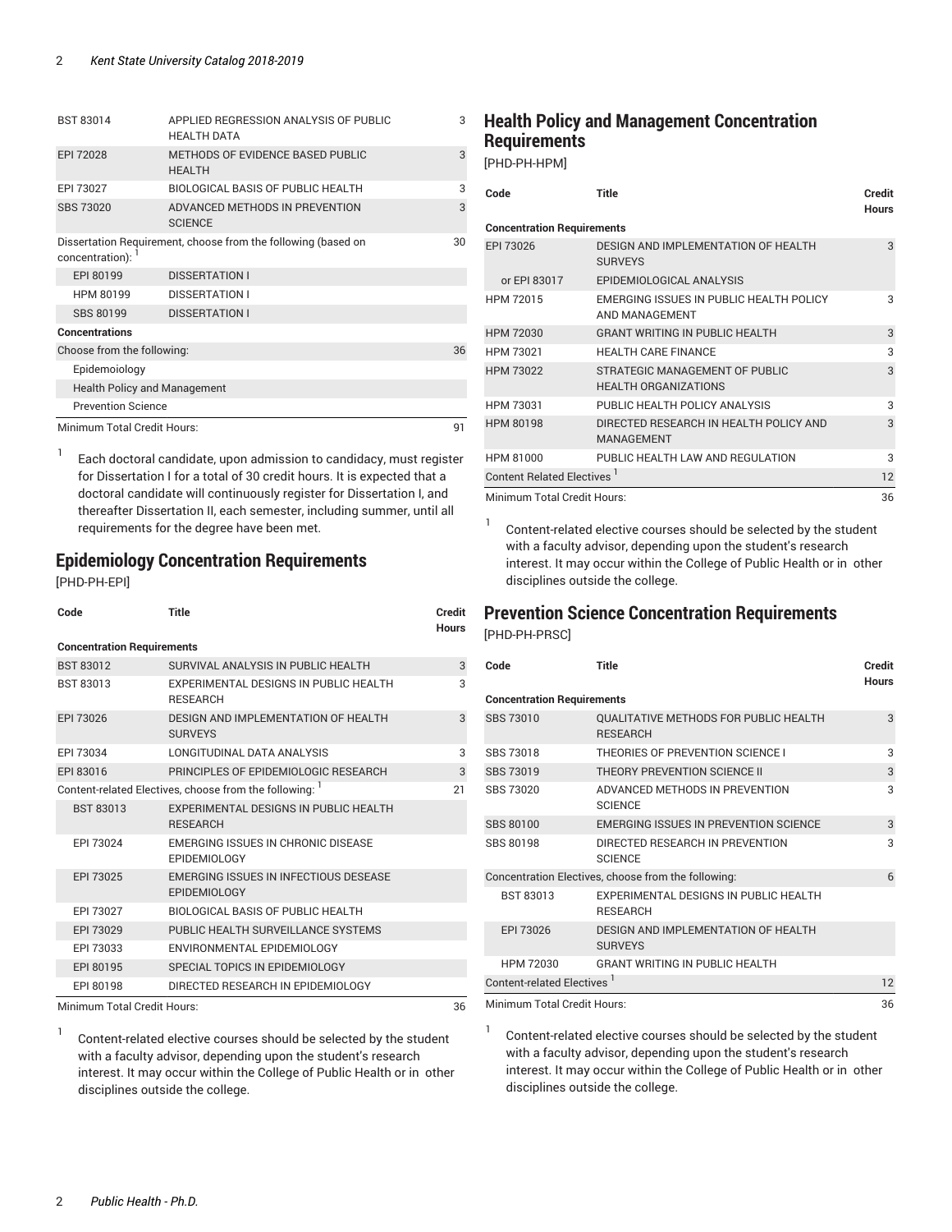| | | |
|---|---|---|
| BST 83014 | APPLIED REGRESSION ANALYSIS OF PUBLIC HEALTH DATA | 3 |
| EPI 72028 | METHODS OF EVIDENCE BASED PUBLIC HEALTH | 3 |
| EPI 73027 | BIOLOGICAL BASIS OF PUBLIC HEALTH | 3 |
| SBS 73020 | ADVANCED METHODS IN PREVENTION SCIENCE | 3 |
| Dissertation Requirement, choose from the following (based on concentration): [1] | | 30 |
| EPI 80199 | DISSERTATION I | |
| HPM 80199 | DISSERTATION I | |
| SBS 80199 | DISSERTATION I | |
| **Concentrations** | | |
| Choose from the following: | | 36 |
| Epidemoiology | | |
| Health Policy and Management | | |
| Prevention Science | | |
| Minimum Total Credit Hours: | | 91 |

1. Each doctoral candidate, upon admission to candidacy, must register for Dissertation I for a total of 30 credit hours. It is expected that a doctoral candidate will continuously register for Dissertation I, and thereafter Dissertation II, each semester, including summer, until all requirements for the degree have been met.

## Epidemiology Concentration Requirements

[PHD-PH-EPI]

| Code | Title | Credit Hours |
|---|---|---|
| **Concentration Requirements** | | |
| BST 83012 | SURVIVAL ANALYSIS IN PUBLIC HEALTH | 3 |
| BST 83013 | EXPERIMENTAL DESIGNS IN PUBLIC HEALTH RESEARCH | 3 |
| EPI 73026 | DESIGN AND IMPLEMENTATION OF HEALTH SURVEYS | 3 |
| EPI 73034 | LONGITUDINAL DATA ANALYSIS | 3 |
| EPI 83016 | PRINCIPLES OF EPIDEMIOLOGIC RESEARCH | 3 |
| Content-related Electives, choose from the following: [1] | | 21 |
| BST 83013 | EXPERIMENTAL DESIGNS IN PUBLIC HEALTH RESEARCH | |
| EPI 73024 | EMERGING ISSUES IN CHRONIC DISEASE EPIDEMIOLOGY | |
| EPI 73025 | EMERGING ISSUES IN INFECTIOUS DESEASE EPIDEMIOLOGY | |
| EPI 73027 | BIOLOGICAL BASIS OF PUBLIC HEALTH | |
| EPI 73029 | PUBLIC HEALTH SURVEILLANCE SYSTEMS | |
| EPI 73033 | ENVIRONMENTAL EPIDEMIOLOGY | |
| EPI 80195 | SPECIAL TOPICS IN EPIDEMIOLOGY | |
| EPI 80198 | DIRECTED RESEARCH IN EPIDEMIOLOGY | |
| Minimum Total Credit Hours: | | 36 |

1. Content-related elective courses should be selected by the student with a faculty advisor, depending upon the student's research interest. It may occur within the College of Public Health or in other disciplines outside the college.

## Health Policy and Management Concentration Requirements

[PHD-PH-HPM]

| Code | Title | Credit Hours |
|---|---|---|
| **Concentration Requirements** | | |
| EPI 73026 | DESIGN AND IMPLEMENTATION OF HEALTH SURVEYS | 3 |
| or EPI 83017 | EPIDEMIOLOGICAL ANALYSIS | |
| HPM 72015 | EMERGING ISSUES IN PUBLIC HEALTH POLICY AND MANAGEMENT | 3 |
| HPM 72030 | GRANT WRITING IN PUBLIC HEALTH | 3 |
| HPM 73021 | HEALTH CARE FINANCE | 3 |
| HPM 73022 | STRATEGIC MANAGEMENT OF PUBLIC HEALTH ORGANIZATIONS | 3 |
| HPM 73031 | PUBLIC HEALTH POLICY ANALYSIS | 3 |
| HPM 80198 | DIRECTED RESEARCH IN HEALTH POLICY AND MANAGEMENT | 3 |
| HPM 81000 | PUBLIC HEALTH LAW AND REGULATION | 3 |
| Content Related Electives [1] | | 12 |
| Minimum Total Credit Hours: | | 36 |

1. Content-related elective courses should be selected by the student with a faculty advisor, depending upon the student's research interest. It may occur within the College of Public Health or in other disciplines outside the college.

## Prevention Science Concentration Requirements

[PHD-PH-PRSC]

| Code | Title | Credit Hours |
|---|---|---|
| **Concentration Requirements** | | |
| SBS 73010 | QUALITATIVE METHODS FOR PUBLIC HEALTH RESEARCH | 3 |
| SBS 73018 | THEORIES OF PREVENTION SCIENCE I | 3 |
| SBS 73019 | THEORY PREVENTION SCIENCE II | 3 |
| SBS 73020 | ADVANCED METHODS IN PREVENTION SCIENCE | 3 |
| SBS 80100 | EMERGING ISSUES IN PREVENTION SCIENCE | 3 |
| SBS 80198 | DIRECTED RESEARCH IN PREVENTION SCIENCE | 3 |
| Concentration Electives, choose from the following: | | 6 |
| BST 83013 | EXPERIMENTAL DESIGNS IN PUBLIC HEALTH RESEARCH | |
| EPI 73026 | DESIGN AND IMPLEMENTATION OF HEALTH SURVEYS | |
| HPM 72030 | GRANT WRITING IN PUBLIC HEALTH | |
| Content-related Electives [1] | | 12 |
| Minimum Total Credit Hours: | | 36 |

1. Content-related elective courses should be selected by the student with a faculty advisor, depending upon the student's research interest. It may occur within the College of Public Health or in other disciplines outside the college.